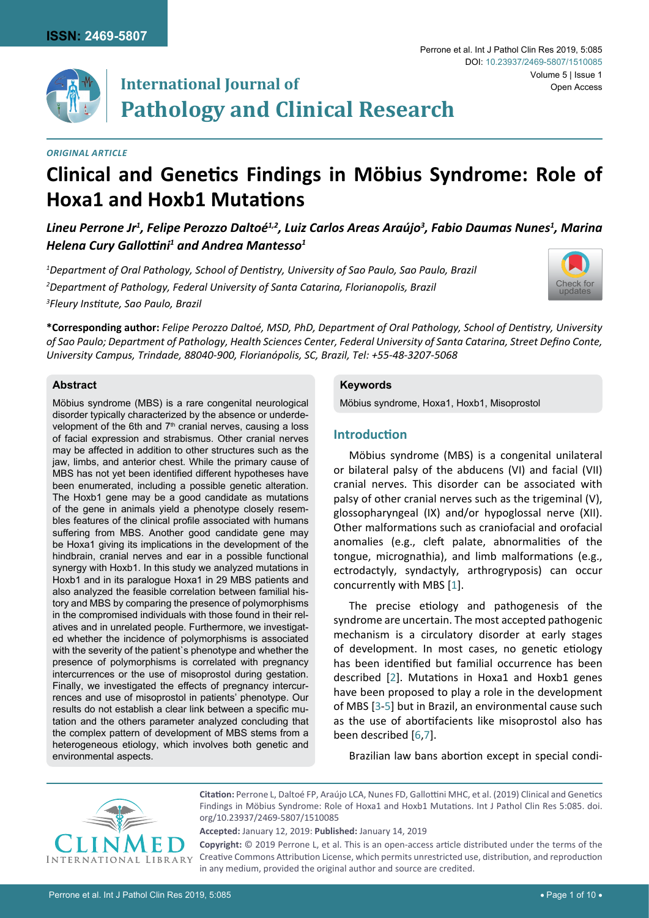ORIGINAL ARTICLE

# Clinical and Genetics Findings in Möbius Syndrome: Role of Hoxa1 and Hoxb1 Mutations

*Lineu Perrone Jr[1], Felipe Perozzo Daltoé[1,2], Luiz Carlos Areas Araújo[3], Fabio Daumas Nunes[1], Marina Helena Cury Gallottini[1] and Andrea Mantesso[1]*

*[1]Department of Oral Pathology, School of Dentistry, University of Sao Paulo, Sao Paulo, Brazil*
*[2]Department of Pathology, Federal University of Santa Catarina, Florianopolis, Brazil*
*[3]Fleury Institute, Sao Paulo, Brazil*

**\*Corresponding author:** *Felipe Perozzo Daltoé, MSD, PhD, Department of Oral Pathology, School of Dentistry, University of Sao Paulo; Department of Pathology, Health Sciences Center, Federal University of Santa Catarina, Street Defino Conte, University Campus, Trindade, 88040-900, Florianópolis, SC, Brazil, Tel: +55-48-3207-5068*

## Abstract

Möbius syndrome (MBS) is a rare congenital neurological disorder typically characterized by the absence or underdevelopment of the 6th and 7th cranial nerves, causing a loss of facial expression and strabismus. Other cranial nerves may be affected in addition to other structures such as the jaw, limbs, and anterior chest. While the primary cause of MBS has not yet been identified different hypotheses have been enumerated, including a possible genetic alteration. The Hoxb1 gene may be a good candidate as mutations of the gene in animals yield a phenotype closely resembles features of the clinical profile associated with humans suffering from MBS. Another good candidate gene may be Hoxa1 giving its implications in the development of the hindbrain, cranial nerves and ear in a possible functional synergy with Hoxb1. In this study we analyzed mutations in Hoxb1 and in its paralogue Hoxa1 in 29 MBS patients and also analyzed the feasible correlation between familial history and MBS by comparing the presence of polymorphisms in the compromised individuals with those found in their relatives and in unrelated people. Furthermore, we investigated whether the incidence of polymorphisms is associated with the severity of the patient`s phenotype and whether the presence of polymorphisms is correlated with pregnancy intercurrences or the use of misoprostol during gestation. Finally, we investigated the effects of pregnancy intercurrences and use of misoprostol in patients' phenotype. Our results do not establish a clear link between a specific mutation and the others parameter analyzed concluding that the complex pattern of development of MBS stems from a heterogeneous etiology, which involves both genetic and environmental aspects.

## Keywords

Möbius syndrome, Hoxa1, Hoxb1, Misoprostol

## Introduction

Möbius syndrome (MBS) is a congenital unilateral or bilateral palsy of the abducens (VI) and facial (VII) cranial nerves. This disorder can be associated with palsy of other cranial nerves such as the trigeminal (V), glossopharyngeal (IX) and/or hypoglossal nerve (XII). Other malformations such as craniofacial and orofacial anomalies (e.g., cleft palate, abnormalities of the tongue, micrognathia), and limb malformations (e.g., ectrodactyly, syndactyly, arthrogryposis) can occur concurrently with MBS [1].

The precise etiology and pathogenesis of the syndrome are uncertain. The most accepted pathogenic mechanism is a circulatory disorder at early stages of development. In most cases, no genetic etiology has been identified but familial occurrence has been described [2]. Mutations in Hoxa1 and Hoxb1 genes have been proposed to play a role in the development of MBS [3-5] but in Brazil, an environmental cause such as the use of abortifacients like misoprostol also has been described [6,7].

Brazilian law bans abortion except in special condi-

**Citation:** Perrone L, Daltoé FP, Araújo LCA, Nunes FD, Gallottini MHC, et al. (2019) Clinical and Genetics Findings in Möbius Syndrome: Role of Hoxa1 and Hoxb1 Mutations. Int J Pathol Clin Res 5:085. doi.org/10.23937/2469-5807/1510085

**Accepted:** January 12, 2019: **Published:** January 14, 2019

**Copyright:** © 2019 Perrone L, et al. This is an open-access article distributed under the terms of the Creative Commons Attribution License, which permits unrestricted use, distribution, and reproduction in any medium, provided the original author and source are credited.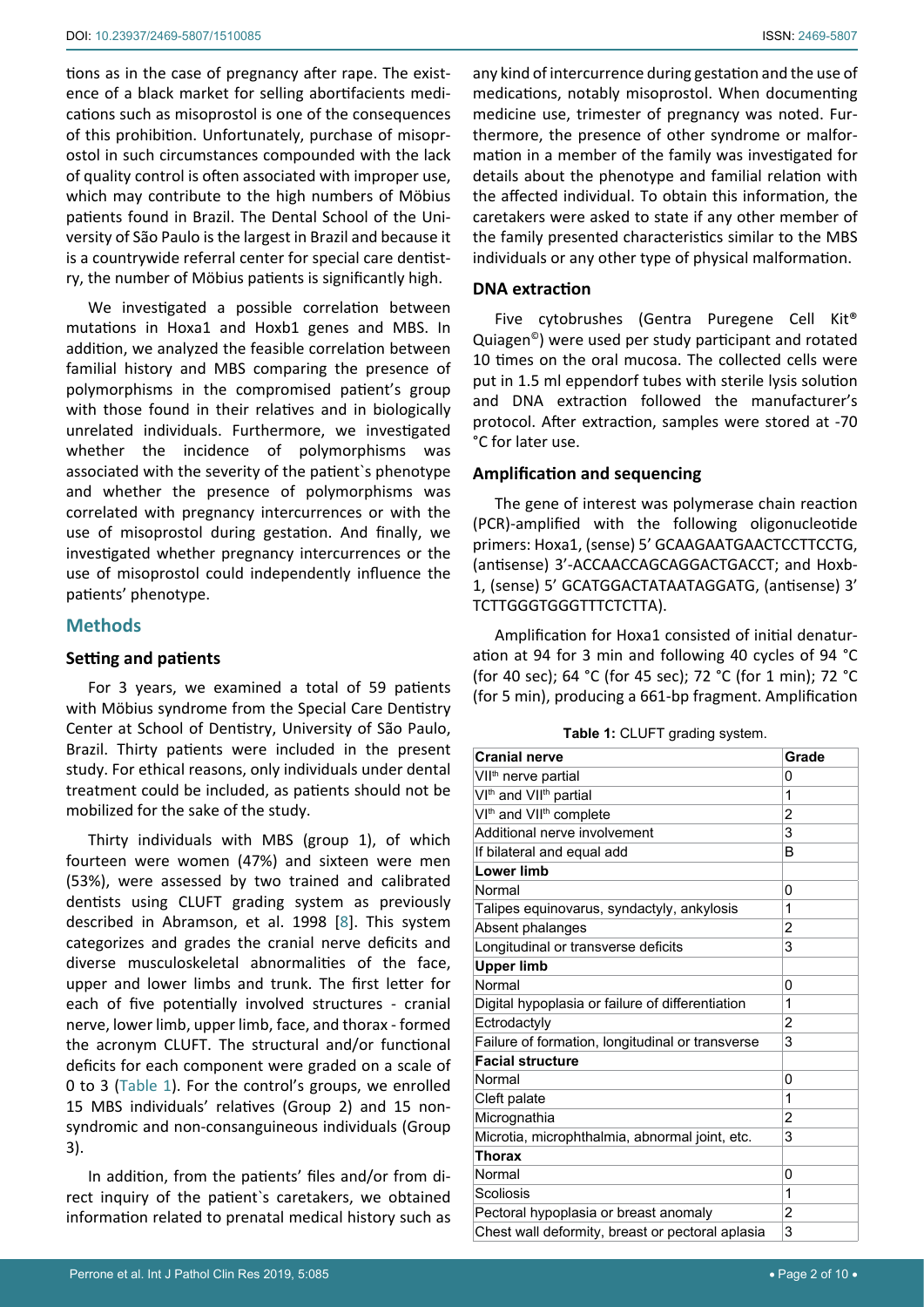tions as in the case of pregnancy after rape. The existence of a black market for selling abortifacients medications such as misoprostol is one of the consequences of this prohibition. Unfortunately, purchase of misoprostol in such circumstances compounded with the lack of quality control is often associated with improper use, which may contribute to the high numbers of Möbius patients found in Brazil. The Dental School of the University of São Paulo is the largest in Brazil and because it is a countrywide referral center for special care dentistry, the number of Möbius patients is significantly high.

We investigated a possible correlation between mutations in Hoxa1 and Hoxb1 genes and MBS. In addition, we analyzed the feasible correlation between familial history and MBS comparing the presence of polymorphisms in the compromised patient's group with those found in their relatives and in biologically unrelated individuals. Furthermore, we investigated whether the incidence of polymorphisms was associated with the severity of the patient`s phenotype and whether the presence of polymorphisms was correlated with pregnancy intercurrences or with the use of misoprostol during gestation. And finally, we investigated whether pregnancy intercurrences or the use of misoprostol could independently influence the patients' phenotype.

## Methods

### Setting and patients

For 3 years, we examined a total of 59 patients with Möbius syndrome from the Special Care Dentistry Center at School of Dentistry, University of São Paulo, Brazil. Thirty patients were included in the present study. For ethical reasons, only individuals under dental treatment could be included, as patients should not be mobilized for the sake of the study.

Thirty individuals with MBS (group 1), of which fourteen were women (47%) and sixteen were men (53%), were assessed by two trained and calibrated dentists using CLUFT grading system as previously described in Abramson, et al. 1998 [8]. This system categorizes and grades the cranial nerve deficits and diverse musculoskeletal abnormalities of the face, upper and lower limbs and trunk. The first letter for each of five potentially involved structures - cranial nerve, lower limb, upper limb, face, and thorax - formed the acronym CLUFT. The structural and/or functional deficits for each component were graded on a scale of 0 to 3 (Table 1). For the control's groups, we enrolled 15 MBS individuals' relatives (Group 2) and 15 non-syndromic and non-consanguineous individuals (Group 3).

In addition, from the patients' files and/or from direct inquiry of the patient`s caretakers, we obtained information related to prenatal medical history such as any kind of intercurrence during gestation and the use of medications, notably misoprostol. When documenting medicine use, trimester of pregnancy was noted. Furthermore, the presence of other syndrome or malformation in a member of the family was investigated for details about the phenotype and familial relation with the affected individual. To obtain this information, the caretakers were asked to state if any other member of the family presented characteristics similar to the MBS individuals or any other type of physical malformation.

### DNA extraction

Five cytobrushes (Gentra Puregene Cell Kit® Quiagen©) were used per study participant and rotated 10 times on the oral mucosa. The collected cells were put in 1.5 ml eppendorf tubes with sterile lysis solution and DNA extraction followed the manufacturer's protocol. After extraction, samples were stored at -70 °C for later use.

### Amplification and sequencing

The gene of interest was polymerase chain reaction (PCR)-amplified with the following oligonucleotide primers: Hoxa1, (sense) 5' GCAAGAATGAACTCCTTCCTG, (antisense) 3'-ACCAACCAGCAGGACTGACCT; and Hoxb-1, (sense) 5' GCATGGACTATAATAGGATG, (antisense) 3' TCTTGGGTGGGTTTCTCTTA).

Amplification for Hoxa1 consisted of initial denaturation at 94 for 3 min and following 40 cycles of 94 °C (for 40 sec); 64 °C (for 45 sec); 72 °C (for 1 min); 72 °C (for 5 min), producing a 661-bp fragment. Amplification

**Table 1:** CLUFT grading system.

| Cranial nerve | Grade |
|---|---|
| VII[th] nerve partial | 0 |
| VI[th] and VII[th] partial | 1 |
| VI[th] and VII[th] complete | 2 |
| Additional nerve involvement | 3 |
| If bilateral and equal add | B |
| **Lower limb** | |
| Normal | 0 |
| Talipes equinovarus, syndactyly, ankylosis | 1 |
| Absent phalanges | 2 |
| Longitudinal or transverse deficits | 3 |
| **Upper limb** | |
| Normal | 0 |
| Digital hypoplasia or failure of differentiation | 1 |
| Ectrodactyly | 2 |
| Failure of formation, longitudinal or transverse | 3 |
| **Facial structure** | |
| Normal | 0 |
| Cleft palate | 1 |
| Micrognathia | 2 |
| Microtia, microphthalmia, abnormal joint, etc. | 3 |
| **Thorax** | |
| Normal | 0 |
| Scoliosis | 1 |
| Pectoral hypoplasia or breast anomaly | 2 |
| Chest wall deformity, breast or pectoral aplasia | 3 |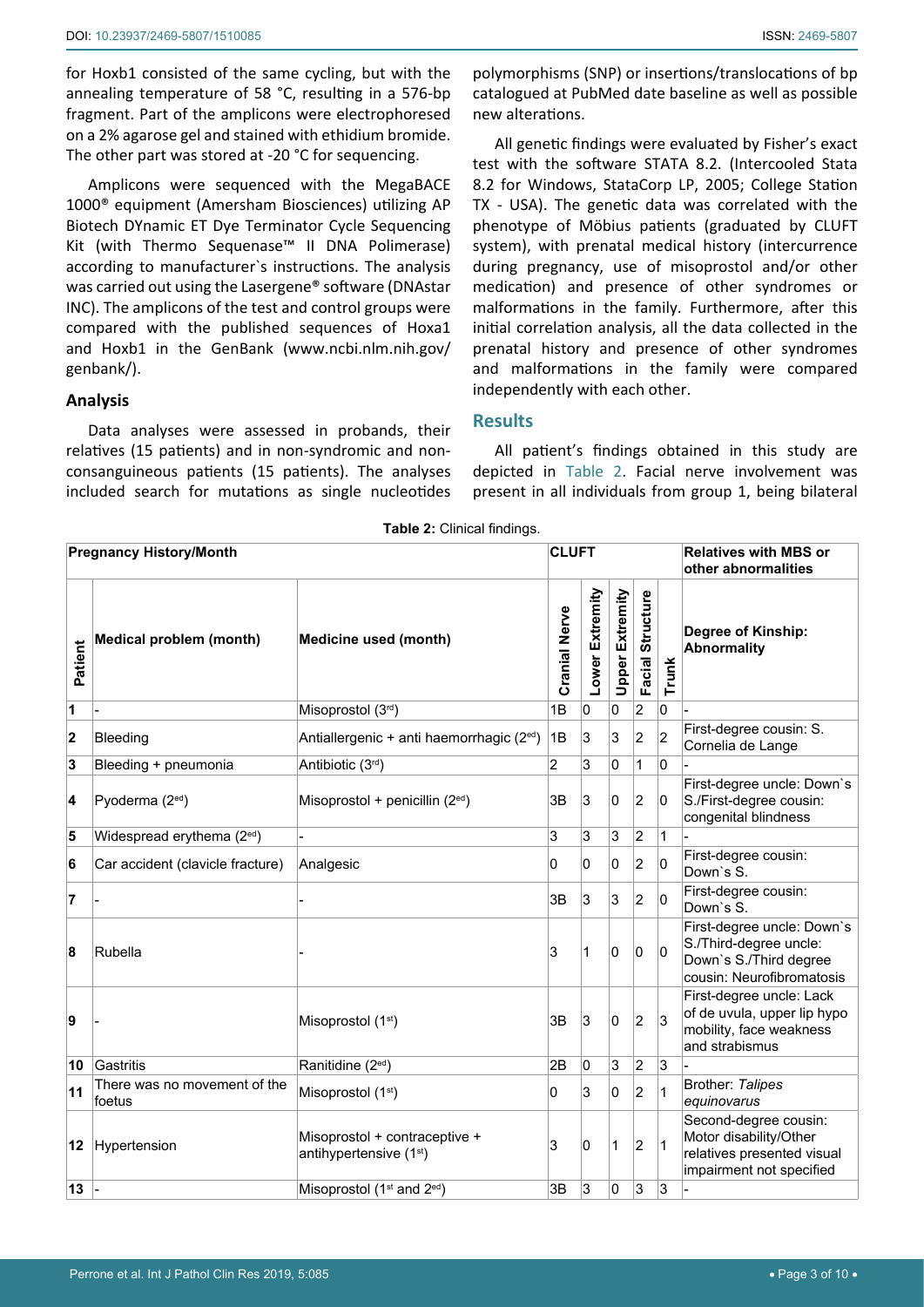for Hoxb1 consisted of the same cycling, but with the annealing temperature of 58 °C, resulting in a 576-bp fragment. Part of the amplicons were electrophoresed on a 2% agarose gel and stained with ethidium bromide. The other part was stored at -20 °C for sequencing.

Amplicons were sequenced with the MegaBACE 1000® equipment (Amersham Biosciences) utilizing AP Biotech DYnamic ET Dye Terminator Cycle Sequencing Kit (with Thermo Sequenase™ II DNA Polimerase) according to manufacturer`s instructions. The analysis was carried out using the Lasergene® software (DNAstar INC). The amplicons of the test and control groups were compared with the published sequences of Hoxa1 and Hoxb1 in the GenBank (www.ncbi.nlm.nih.gov/genbank/).

### Analysis

Data analyses were assessed in probands, their relatives (15 patients) and in non-syndromic and non-consanguineous patients (15 patients). The analyses included search for mutations as single nucleotides polymorphisms (SNP) or insertions/translocations of bp catalogued at PubMed date baseline as well as possible new alterations.

All genetic findings were evaluated by Fisher's exact test with the software STATA 8.2. (Intercooled Stata 8.2 for Windows, StataCorp LP, 2005; College Station TX - USA). The genetic data was correlated with the phenotype of Möbius patients (graduated by CLUFT system), with prenatal medical history (intercurrence during pregnancy, use of misoprostol and/or other medication) and presence of other syndromes or malformations in the family. Furthermore, after this initial correlation analysis, all the data collected in the prenatal history and presence of other syndromes and malformations in the family were compared independently with each other.

## Results

All patient's findings obtained in this study are depicted in Table 2. Facial nerve involvement was present in all individuals from group 1, being bilateral

**Table 2:** Clinical findings.

| Pregnancy History/Month | | | CLUFT | | | | | Relatives with MBS or other abnormalities |
|---|---|---|---|---|---|---|---|---|
| Patient | Medical problem (month) | Medicine used (month) | Cranial Nerve | Lower Extremity | Upper Extremity | Facial Structure | Trunk | Degree of Kinship: Abnormality |
| 1 | - | Misoprostol (3rd) | 1B | 0 | 0 | 2 | 0 | - |
| 2 | Bleeding | Antiallergenic + anti haemorrhagic (2ed) | 1B | 3 | 3 | 2 | 2 | First-degree cousin: S. Cornelia de Lange |
| 3 | Bleeding + pneumonia | Antibiotic (3rd) | 2 | 3 | 0 | 1 | 0 | - |
| 4 | Pyoderma (2ed) | Misoprostol + penicillin (2ed) | 3B | 3 | 0 | 2 | 0 | First-degree uncle: Down`s S./First-degree cousin: congenital blindness |
| 5 | Widespread erythema (2ed) | - | 3 | 3 | 3 | 2 | 1 | - |
| 6 | Car accident (clavicle fracture) | Analgesic | 0 | 0 | 0 | 2 | 0 | First-degree cousin: Down`s S. |
| 7 | - | - | 3B | 3 | 3 | 2 | 0 | First-degree cousin: Down`s S. |
| 8 | Rubella | - | 3 | 1 | 0 | 0 | 0 | First-degree uncle: Down`s S./Third-degree uncle: Down`s S./Third degree cousin: Neurofibromatosis |
| 9 | - | Misoprostol (1st) | 3B | 3 | 0 | 2 | 3 | First-degree uncle: Lack of de uvula, upper lip hypo mobility, face weakness and strabismus |
| 10 | Gastritis | Ranitidine (2ed) | 2B | 0 | 3 | 2 | 3 | - |
| 11 | There was no movement of the foetus | Misoprostol (1st) | 0 | 3 | 0 | 2 | 1 | Brother: *Talipes equinovarus* |
| 12 | Hypertension | Misoprostol + contraceptive + antihypertensive (1st) | 3 | 0 | 1 | 2 | 1 | Second-degree cousin: Motor disability/Other relatives presented visual impairment not specified |
| 13 | - | Misoprostol (1st and 2ed) | 3B | 3 | 0 | 3 | 3 | - |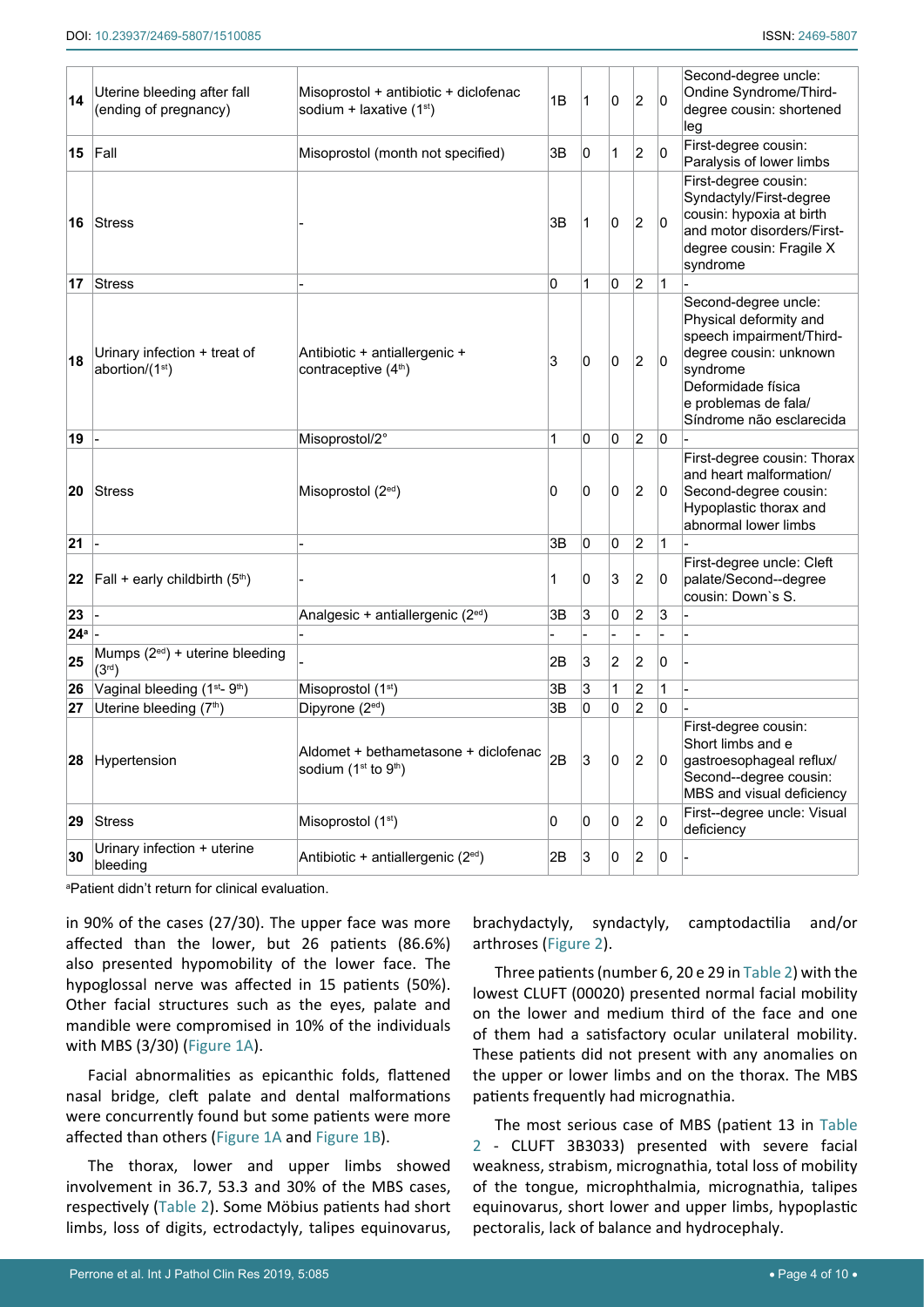| | | | | | | | | |
|---|---|---|---|---|---|---|---|---|
| **14** | Uterine bleeding after fall (ending of pregnancy) | Misoprostol + antibiotic + diclofenac sodium + laxative (1st) | 1B | 1 | 0 | 2 | 0 | Second-degree uncle: Ondine Syndrome/Third-degree cousin: shortened leg |
| **15** | Fall | Misoprostol (month not specified) | 3B | 0 | 1 | 2 | 0 | First-degree cousin: Paralysis of lower limbs |
| **16** | Stress | - | 3B | 1 | 0 | 2 | 0 | First-degree cousin: Syndactyly/First-degree cousin: hypoxia at birth and motor disorders/First-degree cousin: Fragile X syndrome |
| **17** | Stress | - | 0 | 1 | 0 | 2 | 1 | - |
| **18** | Urinary infection + treat of abortion/(1st) | Antibiotic + antiallergenic + contraceptive (4th) | 3 | 0 | 0 | 2 | 0 | Second-degree uncle: Physical deformity and speech impairment/Third-degree cousin: unknown syndrome Deformidade física e problemas de fala/ Síndrome não esclarecida |
| **19** | - | Misoprostol/2° | 1 | 0 | 0 | 2 | 0 | - |
| **20** | Stress | Misoprostol (2ed) | 0 | 0 | 0 | 2 | 0 | First-degree cousin: Thorax and heart malformation/ Second-degree cousin: Hypoplastic thorax and abnormal lower limbs |
| **21** | - | - | 3B | 0 | 0 | 2 | 1 | - |
| **22** | Fall + early childbirth (5th) | - | 1 | 0 | 3 | 2 | 0 | First-degree uncle: Cleft palate/Second--degree cousin: Down`s S. |
| **23** | - | Analgesic + antiallergenic (2ed) | 3B | 3 | 0 | 2 | 3 | - |
| **24[a]** | - | - | - | - | - | - | - | - |
| **25** | Mumps (2ed) + uterine bleeding (3rd) | - | 2B | 3 | 2 | 2 | 0 | - |
| **26** | Vaginal bleeding (1st- 9th) | Misoprostol (1st) | 3B | 3 | 1 | 2 | 1 | - |
| **27** | Uterine bleeding (7th) | Dipyrone (2ed) | 3B | 0 | 0 | 2 | 0 | - |
| **28** | Hypertension | Aldomet + bethametasone + diclofenac sodium (1st to 9th) | 2B | 3 | 0 | 2 | 0 | First-degree cousin: Short limbs and e gastroesophageal reflux/ Second--degree cousin: MBS and visual deficiency |
| **29** | Stress | Misoprostol (1st) | 0 | 0 | 0 | 2 | 0 | First--degree uncle: Visual deficiency |
| **30** | Urinary infection + uterine bleeding | Antibiotic + antiallergenic (2ed) | 2B | 3 | 0 | 2 | 0 | - |

[a]Patient didn't return for clinical evaluation.

in 90% of the cases (27/30). The upper face was more affected than the lower, but 26 patients (86.6%) also presented hypomobility of the lower face. The hypoglossal nerve was affected in 15 patients (50%). Other facial structures such as the eyes, palate and mandible were compromised in 10% of the individuals with MBS (3/30) (Figure 1A).

Facial abnormalities as epicanthic folds, flattened nasal bridge, cleft palate and dental malformations were concurrently found but some patients were more affected than others (Figure 1A and Figure 1B).

The thorax, lower and upper limbs showed involvement in 36.7, 53.3 and 30% of the MBS cases, respectively (Table 2). Some Möbius patients had short limbs, loss of digits, ectrodactyly, talipes equinovarus, brachydactyly, syndactyly, camptodactilia and/or arthroses (Figure 2).

Three patients (number 6, 20 e 29 in Table 2) with the lowest CLUFT (00020) presented normal facial mobility on the lower and medium third of the face and one of them had a satisfactory ocular unilateral mobility. These patients did not present with any anomalies on the upper or lower limbs and on the thorax. The MBS patients frequently had micrognathia.

The most serious case of MBS (patient 13 in Table 2 - CLUFT 3B3033) presented with severe facial weakness, strabism, micrognathia, total loss of mobility of the tongue, microphthalmia, micrognathia, talipes equinovarus, short lower and upper limbs, hypoplastic pectoralis, lack of balance and hydrocephaly.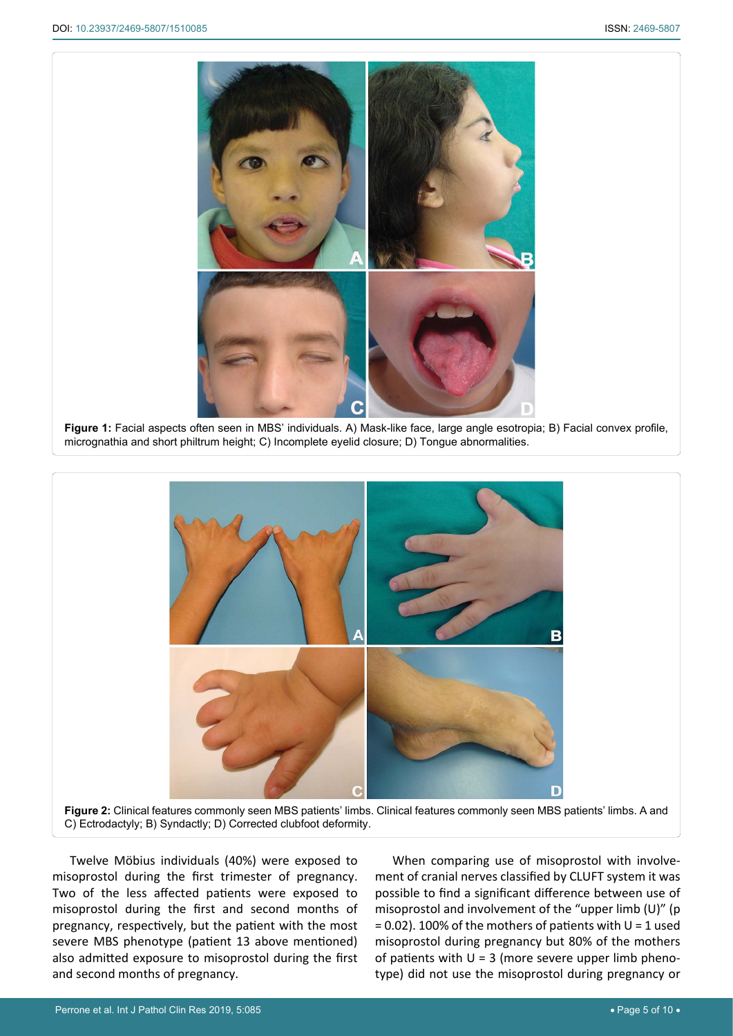**Figure 1:** Facial aspects often seen in MBS' individuals. A) Mask-like face, large angle esotropia; B) Facial convex profile, micrognathia and short philtrum height; C) Incomplete eyelid closure; D) Tongue abnormalities.

**Figure 2:** Clinical features commonly seen MBS patients' limbs. Clinical features commonly seen MBS patients' limbs. A and C) Ectrodactyly; B) Syndactly; D) Corrected clubfoot deformity.

Twelve Möbius individuals (40%) were exposed to misoprostol during the first trimester of pregnancy. Two of the less affected patients were exposed to misoprostol during the first and second months of pregnancy, respectively, but the patient with the most severe MBS phenotype (patient 13 above mentioned) also admitted exposure to misoprostol during the first and second months of pregnancy.

When comparing use of misoprostol with involvement of cranial nerves classified by CLUFT system it was possible to find a significant difference between use of misoprostol and involvement of the "upper limb (U)" ($p = 0.02$). 100% of the mothers of patients with U = 1 used misoprostol during pregnancy but 80% of the mothers of patients with U = 3 (more severe upper limb phenotype) did not use the misoprostol during pregnancy or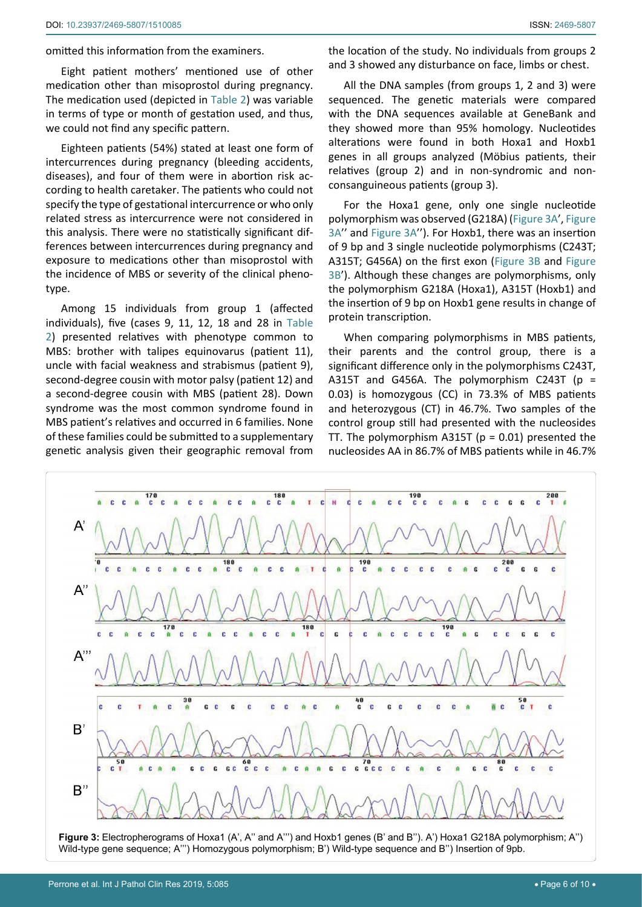omitted this information from the examiners.

Eight patient mothers' mentioned use of other medication other than misoprostol during pregnancy. The medication used (depicted in Table 2) was variable in terms of type or month of gestation used, and thus, we could not find any specific pattern.

Eighteen patients (54%) stated at least one form of intercurrences during pregnancy (bleeding accidents, diseases), and four of them were in abortion risk according to health caretaker. The patients who could not specify the type of gestational intercurrence or who only related stress as intercurrence were not considered in this analysis. There were no statistically significant differences between intercurrences during pregnancy and exposure to medications other than misoprostol with the incidence of MBS or severity of the clinical phenotype.

Among 15 individuals from group 1 (affected individuals), five (cases 9, 11, 12, 18 and 28 in Table 2) presented relatives with phenotype common to MBS: brother with talipes equinovarus (patient 11), uncle with facial weakness and strabismus (patient 9), second-degree cousin with motor palsy (patient 12) and a second-degree cousin with MBS (patient 28). Down syndrome was the most common syndrome found in MBS patient's relatives and occurred in 6 families. None of these families could be submitted to a supplementary genetic analysis given their geographic removal from the location of the study. No individuals from groups 2 and 3 showed any disturbance on face, limbs or chest.

All the DNA samples (from groups 1, 2 and 3) were sequenced. The genetic materials were compared with the DNA sequences available at GeneBank and they showed more than 95% homology. Nucleotides alterations were found in both Hoxa1 and Hoxb1 genes in all groups analyzed (Möbius patients, their relatives (group 2) and in non-syndromic and non-consanguineous patients (group 3).

For the Hoxa1 gene, only one single nucleotide polymorphism was observed (G218A) (Figure 3A', Figure 3A'' and Figure 3A''). For Hoxb1, there was an insertion of 9 bp and 3 single nucleotide polymorphisms (C243T; A315T; G456A) on the first exon (Figure 3B and Figure 3B'). Although these changes are polymorphisms, only the polymorphism G218A (Hoxa1), A315T (Hoxb1) and the insertion of 9 bp on Hoxb1 gene results in change of protein transcription.

When comparing polymorphisms in MBS patients, their parents and the control group, there is a significant difference only in the polymorphisms C243T, A315T and G456A. The polymorphism C243T ($p$ = 0.03) is homozygous (CC) in 73.3% of MBS patients and heterozygous (CT) in 46.7%. Two samples of the control group still had presented with the nucleosides TT. The polymorphism A315T ($p$ = 0.01) presented the nucleosides AA in 86.7% of MBS patients while in 46.7%

**Figure 3:** Electropherograms of Hoxa1 (A', A'' and A''') and Hoxb1 genes (B' and B''). A') Hoxa1 G218A polymorphism; A'') Wild-type gene sequence; A''') Homozygous polymorphism; B') Wild-type sequence and B'') Insertion of 9pb.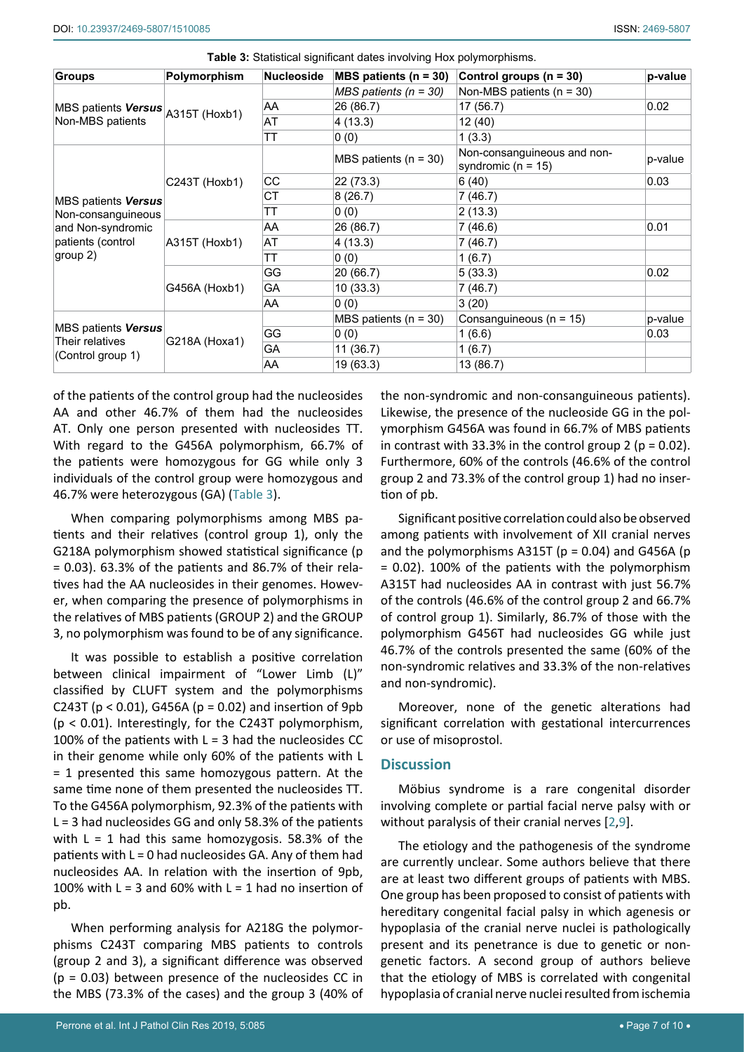**Table 3:** Statistical significant dates involving Hox polymorphisms.

| Groups | Polymorphism | Nucleoside | MBS patients (n = 30) | Control groups (n = 30) | p-value |
|---|---|---|---|---|---|
| MBS patients ***Versus*** Non-MBS patients | A315T (Hoxb1) | | *MBS patients (n = 30)* | Non-MBS patients (n = 30) | |
| | | AA | 26 (86.7) | 17 (56.7) | 0.02 |
| | | AT | 4 (13.3) | 12 (40) | |
| | | TT | 0 (0) | 1 (3.3) | |
| MBS patients ***Versus*** Non-consanguineous and Non-syndromic patients (control group 2) | C243T (Hoxb1) | | MBS patients (n = 30) | Non-consanguineous and non-syndromic (n = 15) | p-value |
| | | CC | 22 (73.3) | 6 (40) | 0.03 |
| | | CT | 8 (26.7) | 7 (46.7) | |
| | | TT | 0 (0) | 2 (13.3) | |
| | A315T (Hoxb1) | AA | 26 (86.7) | 7 (46.6) | 0.01 |
| | | AT | 4 (13.3) | 7 (46.7) | |
| | | TT | 0 (0) | 1 (6.7) | |
| | G456A (Hoxb1) | GG | 20 (66.7) | 5 (33.3) | 0.02 |
| | | GA | 10 (33.3) | 7 (46.7) | |
| | | AA | 0 (0) | 3 (20) | |
| MBS patients ***Versus*** Their relatives (Control group 1) | G218A (Hoxa1) | | MBS patients (n = 30) | Consanguineous (n = 15) | p-value |
| | | GG | 0 (0) | 1 (6.6) | 0.03 |
| | | GA | 11 (36.7) | 1 (6.7) | |
| | | AA | 19 (63.3) | 13 (86.7) | |

of the patients of the control group had the nucleosides AA and other 46.7% of them had the nucleosides AT. Only one person presented with nucleosides TT. With regard to the G456A polymorphism, 66.7% of the patients were homozygous for GG while only 3 individuals of the control group were homozygous and 46.7% were heterozygous (GA) (Table 3).

When comparing polymorphisms among MBS patients and their relatives (control group 1), only the G218A polymorphism showed statistical significance ($p = 0.03$). 63.3% of the patients and 86.7% of their relatives had the AA nucleosides in their genomes. However, when comparing the presence of polymorphisms in the relatives of MBS patients (GROUP 2) and the GROUP 3, no polymorphism was found to be of any significance.

It was possible to establish a positive correlation between clinical impairment of "Lower Limb (L)" classified by CLUFT system and the polymorphisms C243T ($p < 0.01$), G456A ($p = 0.02$) and insertion of 9pb ($p < 0.01$). Interestingly, for the C243T polymorphism, 100% of the patients with L = 3 had the nucleosides CC in their genome while only 60% of the patients with L = 1 presented this same homozygous pattern. At the same time none of them presented the nucleosides TT. To the G456A polymorphism, 92.3% of the patients with L = 3 had nucleosides GG and only 58.3% of the patients with L = 1 had this same homozygosis. 58.3% of the patients with L = 0 had nucleosides GA. Any of them had nucleosides AA. In relation with the insertion of 9pb, 100% with L = 3 and 60% with L = 1 had no insertion of pb.

When performing analysis for A218G the polymorphisms C243T comparing MBS patients to controls (group 2 and 3), a significant difference was observed ($p = 0.03$) between presence of the nucleosides CC in the MBS (73.3% of the cases) and the group 3 (40% of the non-syndromic and non-consanguineous patients). Likewise, the presence of the nucleoside GG in the polymorphism G456A was found in 66.7% of MBS patients in contrast with 33.3% in the control group 2 ($p = 0.02$). Furthermore, 60% of the controls (46.6% of the control group 2 and 73.3% of the control group 1) had no insertion of pb.

Significant positive correlation could also be observed among patients with involvement of XII cranial nerves and the polymorphisms A315T ($p = 0.04$) and G456A ($p = 0.02$). 100% of the patients with the polymorphism A315T had nucleosides AA in contrast with just 56.7% of the controls (46.6% of the control group 2 and 66.7% of control group 1). Similarly, 86.7% of those with the polymorphism G456T had nucleosides GG while just 46.7% of the controls presented the same (60% of the non-syndromic relatives and 33.3% of the non-relatives and non-syndromic).

Moreover, none of the genetic alterations had significant correlation with gestational intercurrences or use of misoprostol.

## Discussion

Möbius syndrome is a rare congenital disorder involving complete or partial facial nerve palsy with or without paralysis of their cranial nerves [2,9].

The etiology and the pathogenesis of the syndrome are currently unclear. Some authors believe that there are at least two different groups of patients with MBS. One group has been proposed to consist of patients with hereditary congenital facial palsy in which agenesis or hypoplasia of the cranial nerve nuclei is pathologically present and its penetrance is due to genetic or non-genetic factors. A second group of authors believe that the etiology of MBS is correlated with congenital hypoplasia of cranial nerve nuclei resulted from ischemia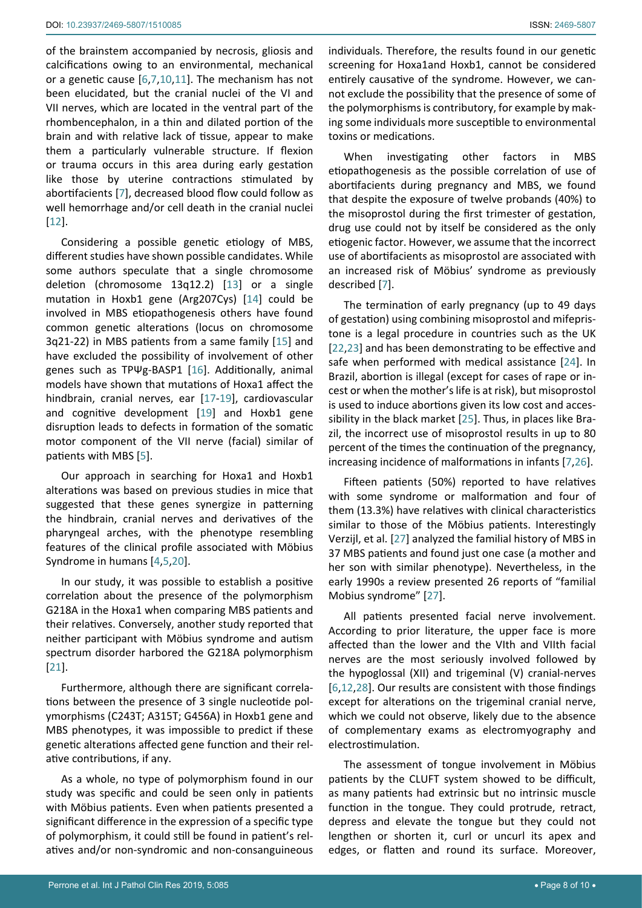of the brainstem accompanied by necrosis, gliosis and calcifications owing to an environmental, mechanical or a genetic cause [6,7,10,11]. The mechanism has not been elucidated, but the cranial nuclei of the VI and VII nerves, which are located in the ventral part of the rhombencephalon, in a thin and dilated portion of the brain and with relative lack of tissue, appear to make them a particularly vulnerable structure. If flexion or trauma occurs in this area during early gestation like those by uterine contractions stimulated by abortifacients [7], decreased blood flow could follow as well hemorrhage and/or cell death in the cranial nuclei [12].

Considering a possible genetic etiology of MBS, different studies have shown possible candidates. While some authors speculate that a single chromosome deletion (chromosome 13q12.2) [13] or a single mutation in Hoxb1 gene (Arg207Cys) [14] could be involved in MBS etiopathogenesis others have found common genetic alterations (locus on chromosome 3q21-22) in MBS patients from a same family [15] and have excluded the possibility of involvement of other genes such as TPΨg-BASP1 [16]. Additionally, animal models have shown that mutations of Hoxa1 affect the hindbrain, cranial nerves, ear [17-19], cardiovascular and cognitive development [19] and Hoxb1 gene disruption leads to defects in formation of the somatic motor component of the VII nerve (facial) similar of patients with MBS [5].

Our approach in searching for Hoxa1 and Hoxb1 alterations was based on previous studies in mice that suggested that these genes synergize in patterning the hindbrain, cranial nerves and derivatives of the pharyngeal arches, with the phenotype resembling features of the clinical profile associated with Möbius Syndrome in humans [4,5,20].

In our study, it was possible to establish a positive correlation about the presence of the polymorphism G218A in the Hoxa1 when comparing MBS patients and their relatives. Conversely, another study reported that neither participant with Möbius syndrome and autism spectrum disorder harbored the G218A polymorphism [21].

Furthermore, although there are significant correlations between the presence of 3 single nucleotide polymorphisms (C243T; A315T; G456A) in Hoxb1 gene and MBS phenotypes, it was impossible to predict if these genetic alterations affected gene function and their relative contributions, if any.

As a whole, no type of polymorphism found in our study was specific and could be seen only in patients with Möbius patients. Even when patients presented a significant difference in the expression of a specific type of polymorphism, it could still be found in patient's relatives and/or non-syndromic and non-consanguineous individuals. Therefore, the results found in our genetic screening for Hoxa1and Hoxb1, cannot be considered entirely causative of the syndrome. However, we cannot exclude the possibility that the presence of some of the polymorphisms is contributory, for example by making some individuals more susceptible to environmental toxins or medications.

When investigating other factors in MBS etiopathogenesis as the possible correlation of use of abortifacients during pregnancy and MBS, we found that despite the exposure of twelve probands (40%) to the misoprostol during the first trimester of gestation, drug use could not by itself be considered as the only etiogenic factor. However, we assume that the incorrect use of abortifacients as misoprostol are associated with an increased risk of Möbius' syndrome as previously described [7].

The termination of early pregnancy (up to 49 days of gestation) using combining misoprostol and mifepristone is a legal procedure in countries such as the UK [22,23] and has been demonstrating to be effective and safe when performed with medical assistance [24]. In Brazil, abortion is illegal (except for cases of rape or incest or when the mother's life is at risk), but misoprostol is used to induce abortions given its low cost and accessibility in the black market [25]. Thus, in places like Brazil, the incorrect use of misoprostol results in up to 80 percent of the times the continuation of the pregnancy, increasing incidence of malformations in infants [7,26].

Fifteen patients (50%) reported to have relatives with some syndrome or malformation and four of them (13.3%) have relatives with clinical characteristics similar to those of the Möbius patients. Interestingly Verzijl, et al. [27] analyzed the familial history of MBS in 37 MBS patients and found just one case (a mother and her son with similar phenotype). Nevertheless, in the early 1990s a review presented 26 reports of "familial Mobius syndrome" [27].

All patients presented facial nerve involvement. According to prior literature, the upper face is more affected than the lower and the VIth and VIIth facial nerves are the most seriously involved followed by the hypoglossal (XII) and trigeminal (V) cranial-nerves [6,12,28]. Our results are consistent with those findings except for alterations on the trigeminal cranial nerve, which we could not observe, likely due to the absence of complementary exams as electromyography and electrostimulation.

The assessment of tongue involvement in Möbius patients by the CLUFT system showed to be difficult, as many patients had extrinsic but no intrinsic muscle function in the tongue. They could protrude, retract, depress and elevate the tongue but they could not lengthen or shorten it, curl or uncurl its apex and edges, or flatten and round its surface. Moreover,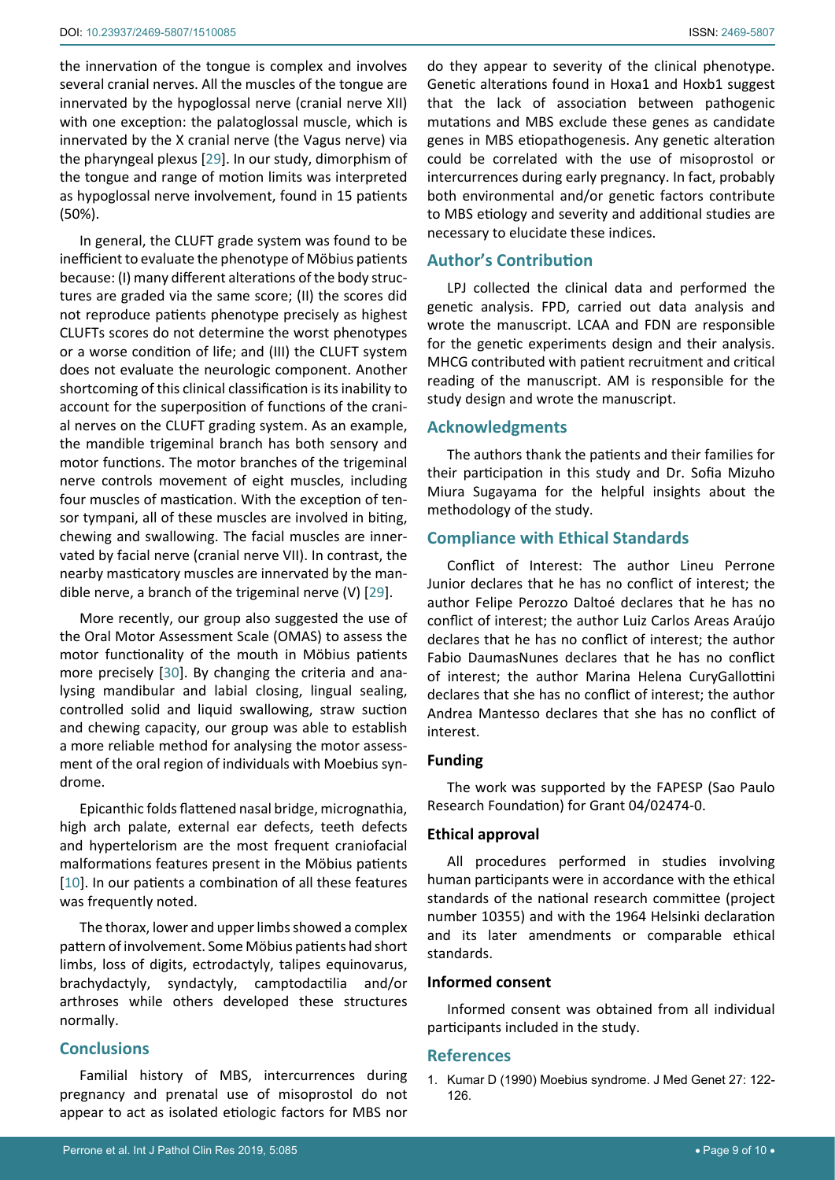the innervation of the tongue is complex and involves several cranial nerves. All the muscles of the tongue are innervated by the hypoglossal nerve (cranial nerve XII) with one exception: the palatoglossal muscle, which is innervated by the X cranial nerve (the Vagus nerve) via the pharyngeal plexus [29]. In our study, dimorphism of the tongue and range of motion limits was interpreted as hypoglossal nerve involvement, found in 15 patients (50%).

In general, the CLUFT grade system was found to be inefficient to evaluate the phenotype of Möbius patients because: (I) many different alterations of the body structures are graded via the same score; (II) the scores did not reproduce patients phenotype precisely as highest CLUFTs scores do not determine the worst phenotypes or a worse condition of life; and (III) the CLUFT system does not evaluate the neurologic component. Another shortcoming of this clinical classification is its inability to account for the superposition of functions of the cranial nerves on the CLUFT grading system. As an example, the mandible trigeminal branch has both sensory and motor functions. The motor branches of the trigeminal nerve controls movement of eight muscles, including four muscles of mastication. With the exception of tensor tympani, all of these muscles are involved in biting, chewing and swallowing. The facial muscles are innervated by facial nerve (cranial nerve VII). In contrast, the nearby masticatory muscles are innervated by the mandible nerve, a branch of the trigeminal nerve (V) [29].

More recently, our group also suggested the use of the Oral Motor Assessment Scale (OMAS) to assess the motor functionality of the mouth in Möbius patients more precisely [30]. By changing the criteria and analysing mandibular and labial closing, lingual sealing, controlled solid and liquid swallowing, straw suction and chewing capacity, our group was able to establish a more reliable method for analysing the motor assessment of the oral region of individuals with Moebius syndrome.

Epicanthic folds flattened nasal bridge, micrognathia, high arch palate, external ear defects, teeth defects and hypertelorism are the most frequent craniofacial malformations features present in the Möbius patients [10]. In our patients a combination of all these features was frequently noted.

The thorax, lower and upper limbs showed a complex pattern of involvement. Some Möbius patients had short limbs, loss of digits, ectrodactyly, talipes equinovarus, brachydactyly, syndactyly, camptodactilia and/or arthroses while others developed these structures normally.

## Conclusions

Familial history of MBS, intercurrences during pregnancy and prenatal use of misoprostol do not appear to act as isolated etiologic factors for MBS nor do they appear to severity of the clinical phenotype. Genetic alterations found in Hoxa1 and Hoxb1 suggest that the lack of association between pathogenic mutations and MBS exclude these genes as candidate genes in MBS etiopathogenesis. Any genetic alteration could be correlated with the use of misoprostol or intercurrences during early pregnancy. In fact, probably both environmental and/or genetic factors contribute to MBS etiology and severity and additional studies are necessary to elucidate these indices.

## Author's Contribution

LPJ collected the clinical data and performed the genetic analysis. FPD, carried out data analysis and wrote the manuscript. LCAA and FDN are responsible for the genetic experiments design and their analysis. MHCG contributed with patient recruitment and critical reading of the manuscript. AM is responsible for the study design and wrote the manuscript.

## Acknowledgments

The authors thank the patients and their families for their participation in this study and Dr. Sofia Mizuho Miura Sugayama for the helpful insights about the methodology of the study.

## Compliance with Ethical Standards

Conflict of Interest: The author Lineu Perrone Junior declares that he has no conflict of interest; the author Felipe Perozzo Daltoé declares that he has no conflict of interest; the author Luiz Carlos Areas Araújo declares that he has no conflict of interest; the author Fabio DaumasNunes declares that he has no conflict of interest; the author Marina Helena CuryGallottini declares that she has no conflict of interest; the author Andrea Mantesso declares that she has no conflict of interest.

### Funding

The work was supported by the FAPESP (Sao Paulo Research Foundation) for Grant 04/02474-0.

### Ethical approval

All procedures performed in studies involving human participants were in accordance with the ethical standards of the national research committee (project number 10355) and with the 1964 Helsinki declaration and its later amendments or comparable ethical standards.

### Informed consent

Informed consent was obtained from all individual participants included in the study.

## References

1. Kumar D (1990) Moebius syndrome. J Med Genet 27: 122-126.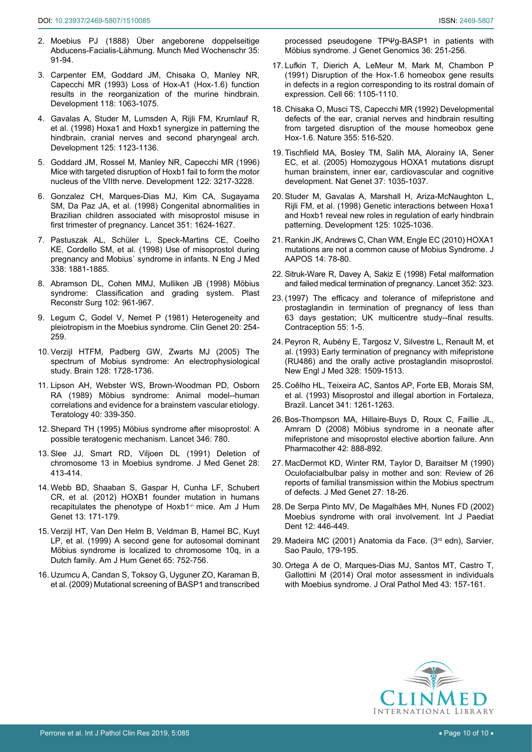2. Moebius PJ (1888) Über angeborene doppelseitige Abducens-Facialis-Lähmung. Munch Med Wochenschr 35: 91-94.

3. Carpenter EM, Goddard JM, Chisaka O, Manley NR, Capecchi MR (1993) Loss of Hox-A1 (Hox-1.6) function results in the reorganization of the murine hindbrain. Development 118: 1063-1075.

4. Gavalas A, Studer M, Lumsden A, Rijli FM, Krumlauf R, et al. (1998) Hoxa1 and Hoxb1 synergize in patterning the hindbrain, cranial nerves and second pharyngeal arch. Development 125: 1123-1136.

5. Goddard JM, Rossel M, Manley NR, Capecchi MR (1996) Mice with targeted disruption of Hoxb1 fail to form the motor nucleus of the VIIth nerve. Development 122: 3217-3228.

6. Gonzalez CH, Marques-Dias MJ, Kim CA, Sugayama SM, Da Paz JA, et al. (1998) Congenital abnormalities in Brazilian children associated with misoprostol misuse in first trimester of pregnancy. Lancet 351: 1624-1627.

7. Pastuszak AL, Schüler L, Speck-Martins CE, Coelho KE, Cordello SM, et al. (1998) Use of misoprostol during pregnancy and Mobius` syndrome in infants. N Eng J Med 338: 1881-1885.

8. Abramson DL, Cohen MMJ, Mulliken JB (1998) Möbius syndrome: Classification and grading system. Plast Reconstr Surg 102: 961-967.

9. Legum C, Godel V, Nemet P (1981) Heterogeneity and pleiotropism in the Moebius syndrome. Clin Genet 20: 254-259.

10. Verzijl HTFM, Padberg GW, Zwarts MJ (2005) The spectrum of Mobius syndrome: An electrophysiological study. Brain 128: 1728-1736.

11. Lipson AH, Webster WS, Brown-Woodman PD, Osborn RA (1989) Möbius syndrome: Animal model--human correlations and evidence for a brainstem vascular etiology. Teratology 40: 339-350.

12. Shepard TH (1995) Möbius syndrome after misoprostol: A possible teratogenic mechanism. Lancet 346: 780.

13. Slee JJ, Smart RD, Viljoen DL (1991) Deletion of chromosome 13 in Moebius syndrome. J Med Genet 28: 413-414.

14. Webb BD, Shaaban S, Gaspar H, Cunha LF, Schubert CR, et al. (2012) HOXB1 founder mutation in humans recapitulates the phenotype of Hoxb1$^{-/-}$ mice. Am J Hum Genet 13: 171-179.

15. Verzijl HT, Van Den Helm B, Veldman B, Hamel BC, Kuyt LP, et al. (1999) A second gene for autosomal dominant Möbius syndrome is localized to chromosome 10q, in a Dutch family. Am J Hum Genet 65: 752-756.

16. Uzumcu A, Candan S, Toksoy G, Uyguner ZO, Karaman B, et al. (2009) Mutational screening of BASP1 and transcribed processed pseudogene TPΨg-BASP1 in patients with Möbius syndrome. J Genet Genomics 36: 251-256.

17. Lufkin T, Dierich A, LeMeur M, Mark M, Chambon P (1991) Disruption of the Hox-1.6 homeobox gene results in defects in a region corresponding to its rostral domain of expression. Cell 66: 1105-1110.

18. Chisaka O, Musci TS, Capecchi MR (1992) Developmental defects of the ear, cranial nerves and hindbrain resulting from targeted disruption of the mouse homeobox gene Hox-1.6. Nature 355: 516-520.

19. Tischfield MA, Bosley TM, Salih MA, Alorainy IA, Sener EC, et al. (2005) Homozygous HOXA1 mutations disrupt human brainstem, inner ear, cardiovascular and cognitive development. Nat Genet 37: 1035-1037.

20. Studer M, Gavalas A, Marshall H, Ariza-McNaughton L, Rijli FM, et al. (1998) Genetic interactions between Hoxa1 and Hoxb1 reveal new roles in regulation of early hindbrain patterning. Development 125: 1025-1036.

21. Rankin JK, Andrews C, Chan WM, Engle EC (2010) HOXA1 mutations are not a common cause of Mobius Syndrome. J AAPOS 14: 78-80.

22. Sitruk-Ware R, Davey A, Sakiz E (1998) Fetal malformation and failed medical termination of pregnancy. Lancet 352: 323.

23. (1997) The efficacy and tolerance of mifepristone and prostaglandin in termination of pregnancy of less than 63 days gestation; UK multicentre study--final results. Contraception 55: 1-5.

24. Peyron R, Aubény E, Targosz V, Silvestre L, Renault M, et al. (1993) Early termination of pregnancy with mifepristone (RU486) and the orally active prostaglandin misoprostol. New Engl J Med 328: 1509-1513.

25. Coêlho HL, Teixeira AC, Santos AP, Forte EB, Morais SM, et al. (1993) Misoprostol and illegal abortion in Fortaleza, Brazil. Lancet 341: 1261-1263.

26. Bos-Thompson MA, Hillaire-Buys D, Roux C, Faillie JL, Amram D (2008) Möbius syndrome in a neonate after mifepristone and misoprostol elective abortion failure. Ann Pharmacother 42: 888-892.

27. MacDermot KD, Winter RM, Taylor D, Baraitser M (1990) Oculofacialbulbar palsy in mother and son: Review of 26 reports of familial transmission within the Mobius spectrum of defects. J Med Genet 27: 18-26.

28. De Serpa Pinto MV, De Magalhães MH, Nunes FD (2002) Moebius syndrome with oral involvement. Int J Paediat Dent 12: 446-449.

29. Madeira MC (2001) Anatomia da Face. (3rd edn), Sarvier, Sao Paulo, 179-195.

30. Ortega A de O, Marques-Dias MJ, Santos MT, Castro T, Gallottini M (2014) Oral motor assessment in individuals with Moebius syndrome. J Oral Pathol Med 43: 157-161.